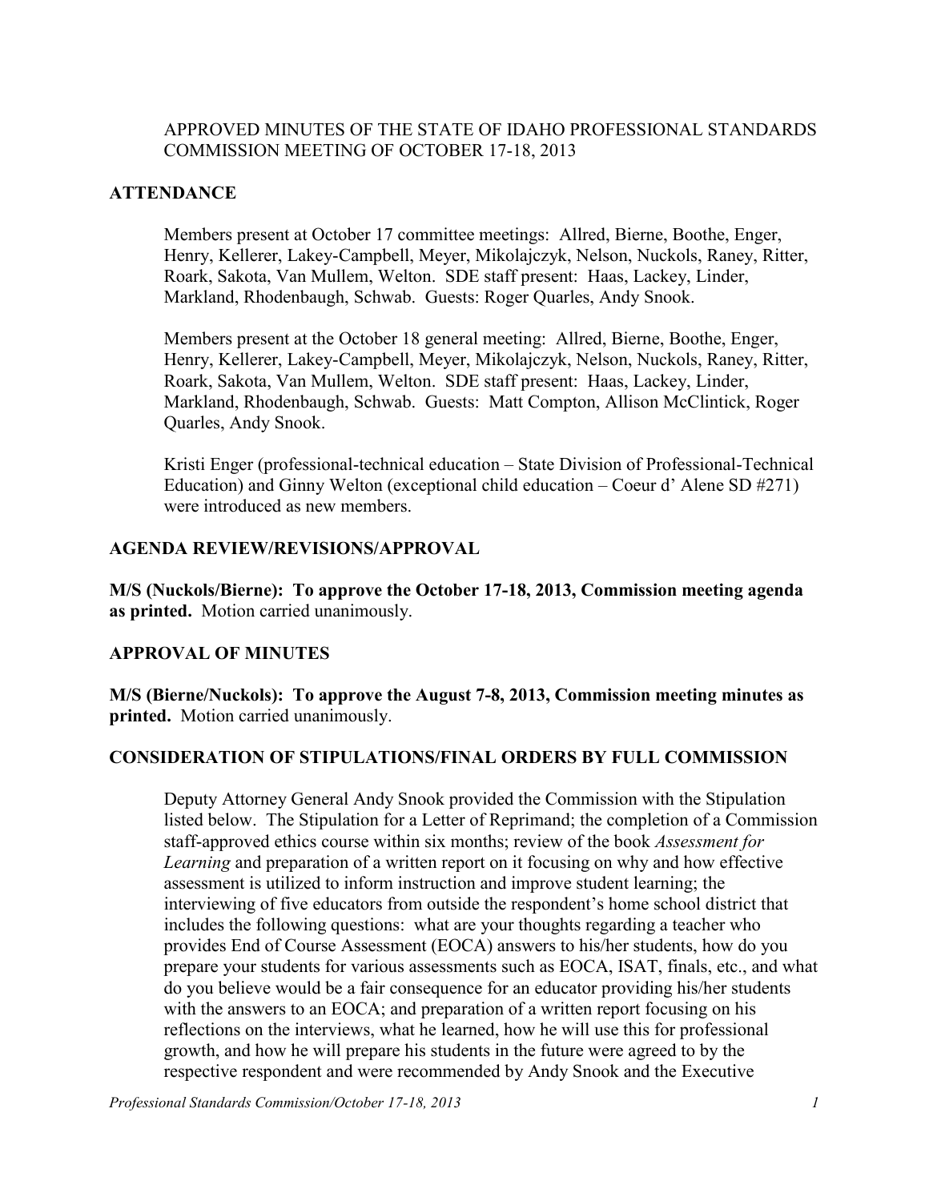APPROVED MINUTES OF THE STATE OF IDAHO PROFESSIONAL STANDARDS COMMISSION MEETING OF OCTOBER 17-18, 2013

## ATTENDANCE

Members present at October 17 committee meetings: Allred, Bierne, Boothe, Enger, Henry, Kellerer, Lakey-Campbell, Meyer, Mikolajczyk, Nelson, Nuckols, Raney, Ritter, Roark, Sakota, Van Mullem, Welton. SDE staff present: Haas, Lackey, Linder, Markland, Rhodenbaugh, Schwab. Guests: Roger Quarles, Andy Snook.

Members present at the October 18 general meeting: Allred, Bierne, Boothe, Enger, Henry, Kellerer, Lakey-Campbell, Meyer, Mikolajczyk, Nelson, Nuckols, Raney, Ritter, Roark, Sakota, Van Mullem, Welton. SDE staff present: Haas, Lackey, Linder, Markland, Rhodenbaugh, Schwab. Guests: Matt Compton, Allison McClintick, Roger Quarles, Andy Snook.

Kristi Enger (professional-technical education – State Division of Professional-Technical Education) and Ginny Welton (exceptional child education – Coeur d' Alene SD #271) were introduced as new members.

## AGENDA REVIEW/REVISIONS/APPROVAL

**M/S (Nuckols/Bierne): To approve the October 17-18, 2013, Commission meeting agenda as printed.** Motion carried unanimously.

## APPROVAL OF MINUTES

**M/S (Bierne/Nuckols): To approve the August 7-8, 2013, Commission meeting minutes as printed.** Motion carried unanimously.

## CONSIDERATION OF STIPULATIONS/FINAL ORDERS BY FULL COMMISSION

Deputy Attorney General Andy Snook provided the Commission with the Stipulation listed below. The Stipulation for a Letter of Reprimand; the completion of a Commission staff-approved ethics course within six months; review of the book *Assessment for Learning* and preparation of a written report on it focusing on why and how effective assessment is utilized to inform instruction and improve student learning; the interviewing of five educators from outside the respondent's home school district that includes the following questions: what are your thoughts regarding a teacher who provides End of Course Assessment (EOCA) answers to his/her students, how do you prepare your students for various assessments such as EOCA, ISAT, finals, etc., and what do you believe would be a fair consequence for an educator providing his/her students with the answers to an EOCA; and preparation of a written report focusing on his reflections on the interviews, what he learned, how he will use this for professional growth, and how he will prepare his students in the future were agreed to by the respective respondent and were recommended by Andy Snook and the Executive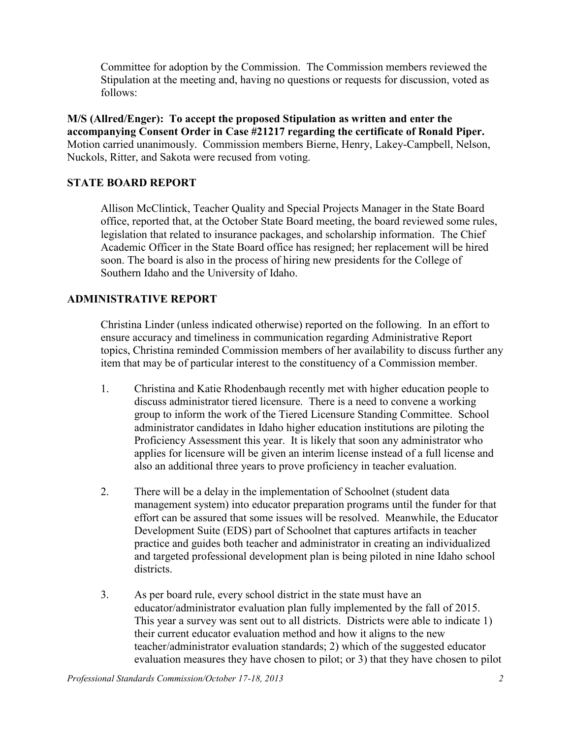Committee for adoption by the Commission. The Commission members reviewed the Stipulation at the meeting and, having no questions or requests for discussion, voted as follows:

**M/S (Allred/Enger): To accept the proposed Stipulation as written and enter the accompanying Consent Order in Case #21217 regarding the certificate of Ronald Piper.** Motion carried unanimously. Commission members Bierne, Henry, Lakey-Campbell, Nelson, Nuckols, Ritter, and Sakota were recused from voting.

## STATE BOARD REPORT

Allison McClintick, Teacher Quality and Special Projects Manager in the State Board office, reported that, at the October State Board meeting, the board reviewed some rules, legislation that related to insurance packages, and scholarship information. The Chief Academic Officer in the State Board office has resigned; her replacement will be hired soon. The board is also in the process of hiring new presidents for the College of Southern Idaho and the University of Idaho.

## ADMINISTRATIVE REPORT

Christina Linder (unless indicated otherwise) reported on the following. In an effort to ensure accuracy and timeliness in communication regarding Administrative Report topics, Christina reminded Commission members of her availability to discuss further any item that may be of particular interest to the constituency of a Commission member.

1. Christina and Katie Rhodenbaugh recently met with higher education people to discuss administrator tiered licensure. There is a need to convene a working group to inform the work of the Tiered Licensure Standing Committee. School administrator candidates in Idaho higher education institutions are piloting the Proficiency Assessment this year. It is likely that soon any administrator who applies for licensure will be given an interim license instead of a full license and also an additional three years to prove proficiency in teacher evaluation.

2. There will be a delay in the implementation of Schoolnet (student data management system) into educator preparation programs until the funder for that effort can be assured that some issues will be resolved. Meanwhile, the Educator Development Suite (EDS) part of Schoolnet that captures artifacts in teacher practice and guides both teacher and administrator in creating an individualized and targeted professional development plan is being piloted in nine Idaho school districts.

3. As per board rule, every school district in the state must have an educator/administrator evaluation plan fully implemented by the fall of 2015. This year a survey was sent out to all districts. Districts were able to indicate 1) their current educator evaluation method and how it aligns to the new teacher/administrator evaluation standards; 2) which of the suggested educator evaluation measures they have chosen to pilot; or 3) that they have chosen to pilot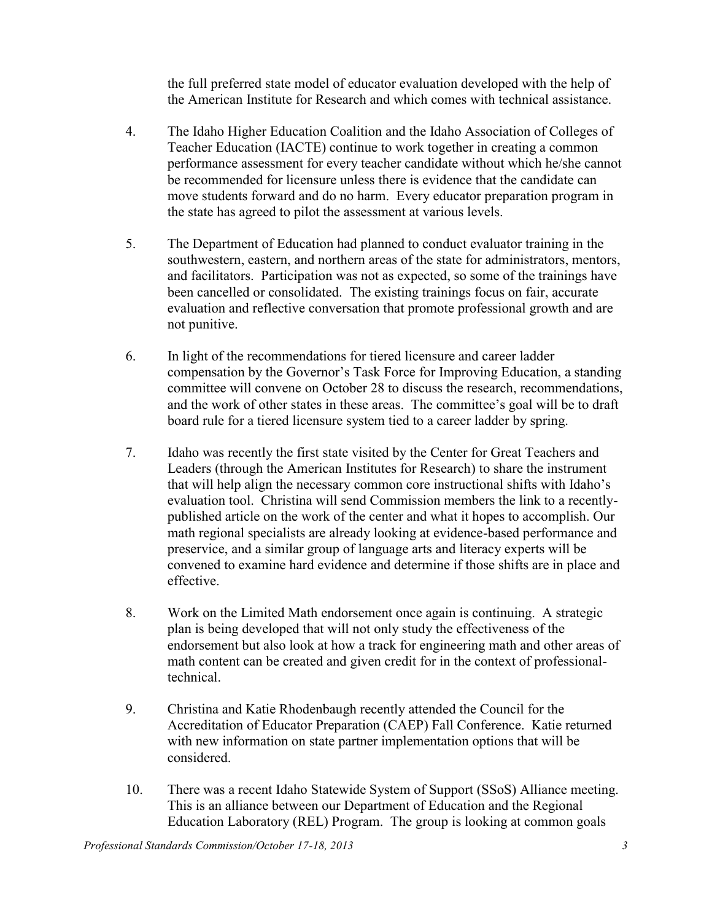the full preferred state model of educator evaluation developed with the help of the American Institute for Research and which comes with technical assistance.

4. The Idaho Higher Education Coalition and the Idaho Association of Colleges of Teacher Education (IACTE) continue to work together in creating a common performance assessment for every teacher candidate without which he/she cannot be recommended for licensure unless there is evidence that the candidate can move students forward and do no harm. Every educator preparation program in the state has agreed to pilot the assessment at various levels.

5. The Department of Education had planned to conduct evaluator training in the southwestern, eastern, and northern areas of the state for administrators, mentors, and facilitators. Participation was not as expected, so some of the trainings have been cancelled or consolidated. The existing trainings focus on fair, accurate evaluation and reflective conversation that promote professional growth and are not punitive.

6. In light of the recommendations for tiered licensure and career ladder compensation by the Governor's Task Force for Improving Education, a standing committee will convene on October 28 to discuss the research, recommendations, and the work of other states in these areas. The committee's goal will be to draft board rule for a tiered licensure system tied to a career ladder by spring.

7. Idaho was recently the first state visited by the Center for Great Teachers and Leaders (through the American Institutes for Research) to share the instrument that will help align the necessary common core instructional shifts with Idaho's evaluation tool. Christina will send Commission members the link to a recently-published article on the work of the center and what it hopes to accomplish. Our math regional specialists are already looking at evidence-based performance and preservice, and a similar group of language arts and literacy experts will be convened to examine hard evidence and determine if those shifts are in place and effective.

8. Work on the Limited Math endorsement once again is continuing. A strategic plan is being developed that will not only study the effectiveness of the endorsement but also look at how a track for engineering math and other areas of math content can be created and given credit for in the context of professional-technical.

9. Christina and Katie Rhodenbaugh recently attended the Council for the Accreditation of Educator Preparation (CAEP) Fall Conference. Katie returned with new information on state partner implementation options that will be considered.

10. There was a recent Idaho Statewide System of Support (SSoS) Alliance meeting. This is an alliance between our Department of Education and the Regional Education Laboratory (REL) Program. The group is looking at common goals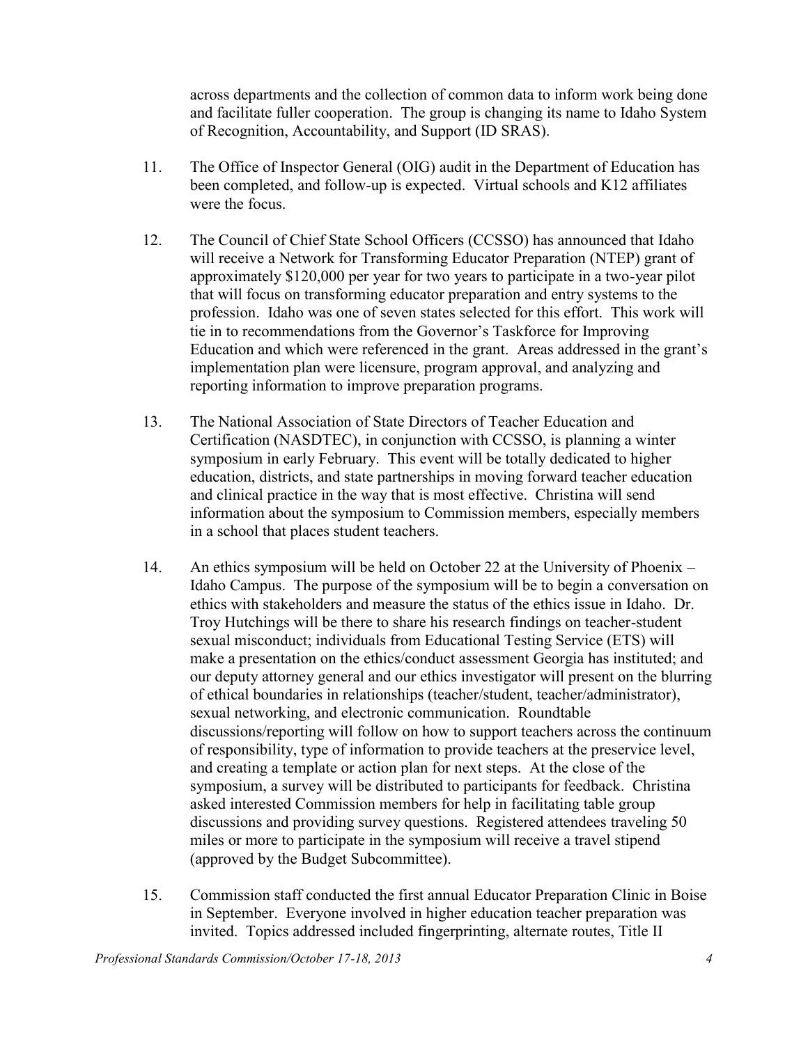across departments and the collection of common data to inform work being done and facilitate fuller cooperation. The group is changing its name to Idaho System of Recognition, Accountability, and Support (ID SRAS).

11. The Office of Inspector General (OIG) audit in the Department of Education has been completed, and follow-up is expected. Virtual schools and K12 affiliates were the focus.

12. The Council of Chief State School Officers (CCSSO) has announced that Idaho will receive a Network for Transforming Educator Preparation (NTEP) grant of approximately $120,000 per year for two years to participate in a two-year pilot that will focus on transforming educator preparation and entry systems to the profession. Idaho was one of seven states selected for this effort. This work will tie in to recommendations from the Governor's Taskforce for Improving Education and which were referenced in the grant. Areas addressed in the grant's implementation plan were licensure, program approval, and analyzing and reporting information to improve preparation programs.

13. The National Association of State Directors of Teacher Education and Certification (NASDTEC), in conjunction with CCSSO, is planning a winter symposium in early February. This event will be totally dedicated to higher education, districts, and state partnerships in moving forward teacher education and clinical practice in the way that is most effective. Christina will send information about the symposium to Commission members, especially members in a school that places student teachers.

14. An ethics symposium will be held on October 22 at the University of Phoenix – Idaho Campus. The purpose of the symposium will be to begin a conversation on ethics with stakeholders and measure the status of the ethics issue in Idaho. Dr. Troy Hutchings will be there to share his research findings on teacher-student sexual misconduct; individuals from Educational Testing Service (ETS) will make a presentation on the ethics/conduct assessment Georgia has instituted; and our deputy attorney general and our ethics investigator will present on the blurring of ethical boundaries in relationships (teacher/student, teacher/administrator), sexual networking, and electronic communication. Roundtable discussions/reporting will follow on how to support teachers across the continuum of responsibility, type of information to provide teachers at the preservice level, and creating a template or action plan for next steps. At the close of the symposium, a survey will be distributed to participants for feedback. Christina asked interested Commission members for help in facilitating table group discussions and providing survey questions. Registered attendees traveling 50 miles or more to participate in the symposium will receive a travel stipend (approved by the Budget Subcommittee).

15. Commission staff conducted the first annual Educator Preparation Clinic in Boise in September. Everyone involved in higher education teacher preparation was invited. Topics addressed included fingerprinting, alternate routes, Title II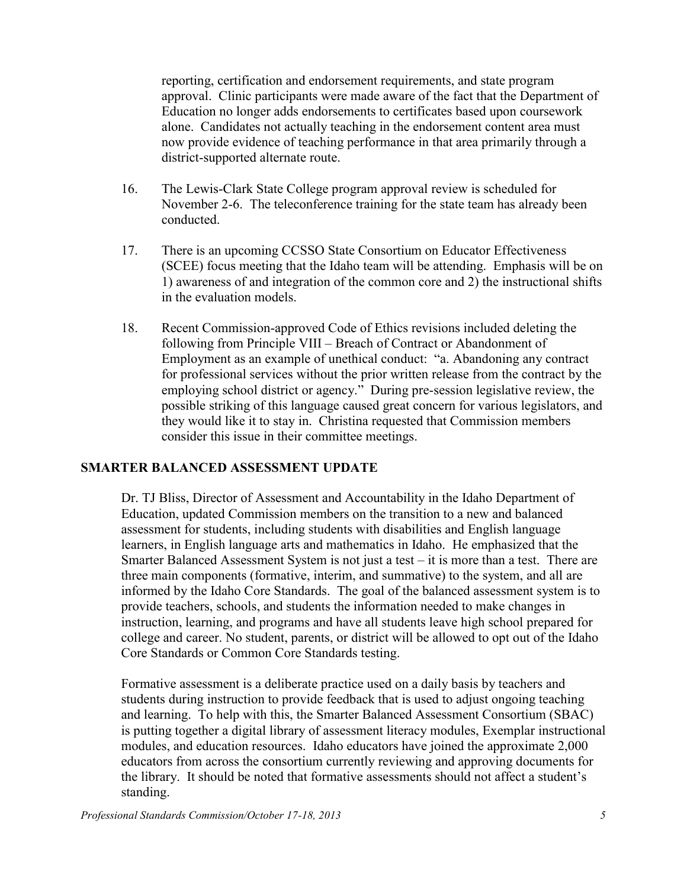reporting, certification and endorsement requirements, and state program approval. Clinic participants were made aware of the fact that the Department of Education no longer adds endorsements to certificates based upon coursework alone. Candidates not actually teaching in the endorsement content area must now provide evidence of teaching performance in that area primarily through a district-supported alternate route.

16. The Lewis-Clark State College program approval review is scheduled for November 2-6. The teleconference training for the state team has already been conducted.

17. There is an upcoming CCSSO State Consortium on Educator Effectiveness (SCEE) focus meeting that the Idaho team will be attending. Emphasis will be on 1) awareness of and integration of the common core and 2) the instructional shifts in the evaluation models.

18. Recent Commission-approved Code of Ethics revisions included deleting the following from Principle VIII – Breach of Contract or Abandonment of Employment as an example of unethical conduct: "a. Abandoning any contract for professional services without the prior written release from the contract by the employing school district or agency." During pre-session legislative review, the possible striking of this language caused great concern for various legislators, and they would like it to stay in. Christina requested that Commission members consider this issue in their committee meetings.

## SMARTER BALANCED ASSESSMENT UPDATE

Dr. TJ Bliss, Director of Assessment and Accountability in the Idaho Department of Education, updated Commission members on the transition to a new and balanced assessment for students, including students with disabilities and English language learners, in English language arts and mathematics in Idaho. He emphasized that the Smarter Balanced Assessment System is not just a test – it is more than a test. There are three main components (formative, interim, and summative) to the system, and all are informed by the Idaho Core Standards. The goal of the balanced assessment system is to provide teachers, schools, and students the information needed to make changes in instruction, learning, and programs and have all students leave high school prepared for college and career. No student, parents, or district will be allowed to opt out of the Idaho Core Standards or Common Core Standards testing.

Formative assessment is a deliberate practice used on a daily basis by teachers and students during instruction to provide feedback that is used to adjust ongoing teaching and learning. To help with this, the Smarter Balanced Assessment Consortium (SBAC) is putting together a digital library of assessment literacy modules, Exemplar instructional modules, and education resources. Idaho educators have joined the approximate 2,000 educators from across the consortium currently reviewing and approving documents for the library. It should be noted that formative assessments should not affect a student's standing.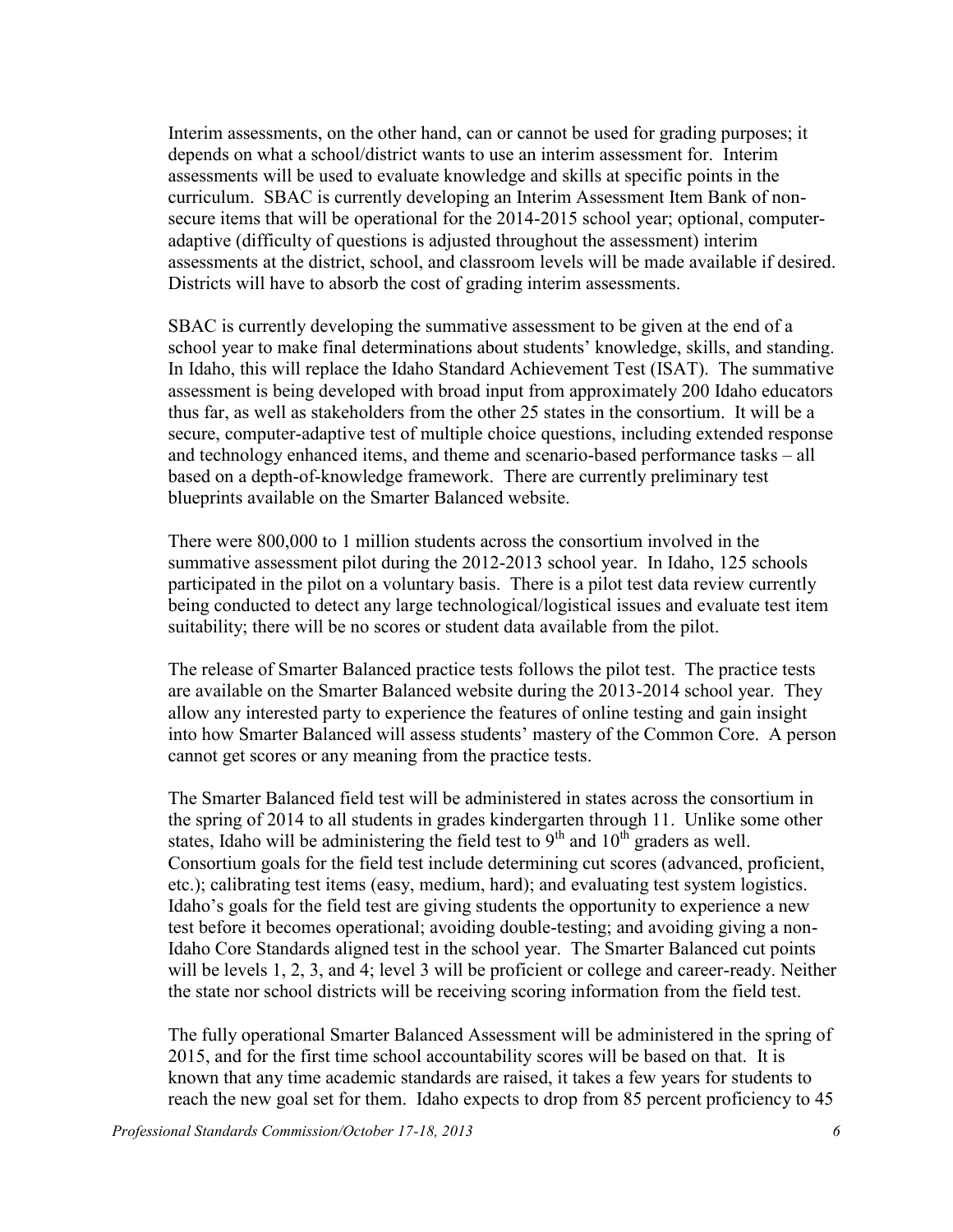Interim assessments, on the other hand, can or cannot be used for grading purposes; it depends on what a school/district wants to use an interim assessment for. Interim assessments will be used to evaluate knowledge and skills at specific points in the curriculum. SBAC is currently developing an Interim Assessment Item Bank of non-secure items that will be operational for the 2014-2015 school year; optional, computer-adaptive (difficulty of questions is adjusted throughout the assessment) interim assessments at the district, school, and classroom levels will be made available if desired. Districts will have to absorb the cost of grading interim assessments.

SBAC is currently developing the summative assessment to be given at the end of a school year to make final determinations about students' knowledge, skills, and standing. In Idaho, this will replace the Idaho Standard Achievement Test (ISAT). The summative assessment is being developed with broad input from approximately 200 Idaho educators thus far, as well as stakeholders from the other 25 states in the consortium. It will be a secure, computer-adaptive test of multiple choice questions, including extended response and technology enhanced items, and theme and scenario-based performance tasks – all based on a depth-of-knowledge framework. There are currently preliminary test blueprints available on the Smarter Balanced website.

There were 800,000 to 1 million students across the consortium involved in the summative assessment pilot during the 2012-2013 school year. In Idaho, 125 schools participated in the pilot on a voluntary basis. There is a pilot test data review currently being conducted to detect any large technological/logistical issues and evaluate test item suitability; there will be no scores or student data available from the pilot.

The release of Smarter Balanced practice tests follows the pilot test. The practice tests are available on the Smarter Balanced website during the 2013-2014 school year. They allow any interested party to experience the features of online testing and gain insight into how Smarter Balanced will assess students' mastery of the Common Core. A person cannot get scores or any meaning from the practice tests.

The Smarter Balanced field test will be administered in states across the consortium in the spring of 2014 to all students in grades kindergarten through 11. Unlike some other states, Idaho will be administering the field test to 9th and 10th graders as well. Consortium goals for the field test include determining cut scores (advanced, proficient, etc.); calibrating test items (easy, medium, hard); and evaluating test system logistics. Idaho's goals for the field test are giving students the opportunity to experience a new test before it becomes operational; avoiding double-testing; and avoiding giving a non-Idaho Core Standards aligned test in the school year. The Smarter Balanced cut points will be levels 1, 2, 3, and 4; level 3 will be proficient or college and career-ready. Neither the state nor school districts will be receiving scoring information from the field test.

The fully operational Smarter Balanced Assessment will be administered in the spring of 2015, and for the first time school accountability scores will be based on that. It is known that any time academic standards are raised, it takes a few years for students to reach the new goal set for them. Idaho expects to drop from 85 percent proficiency to 45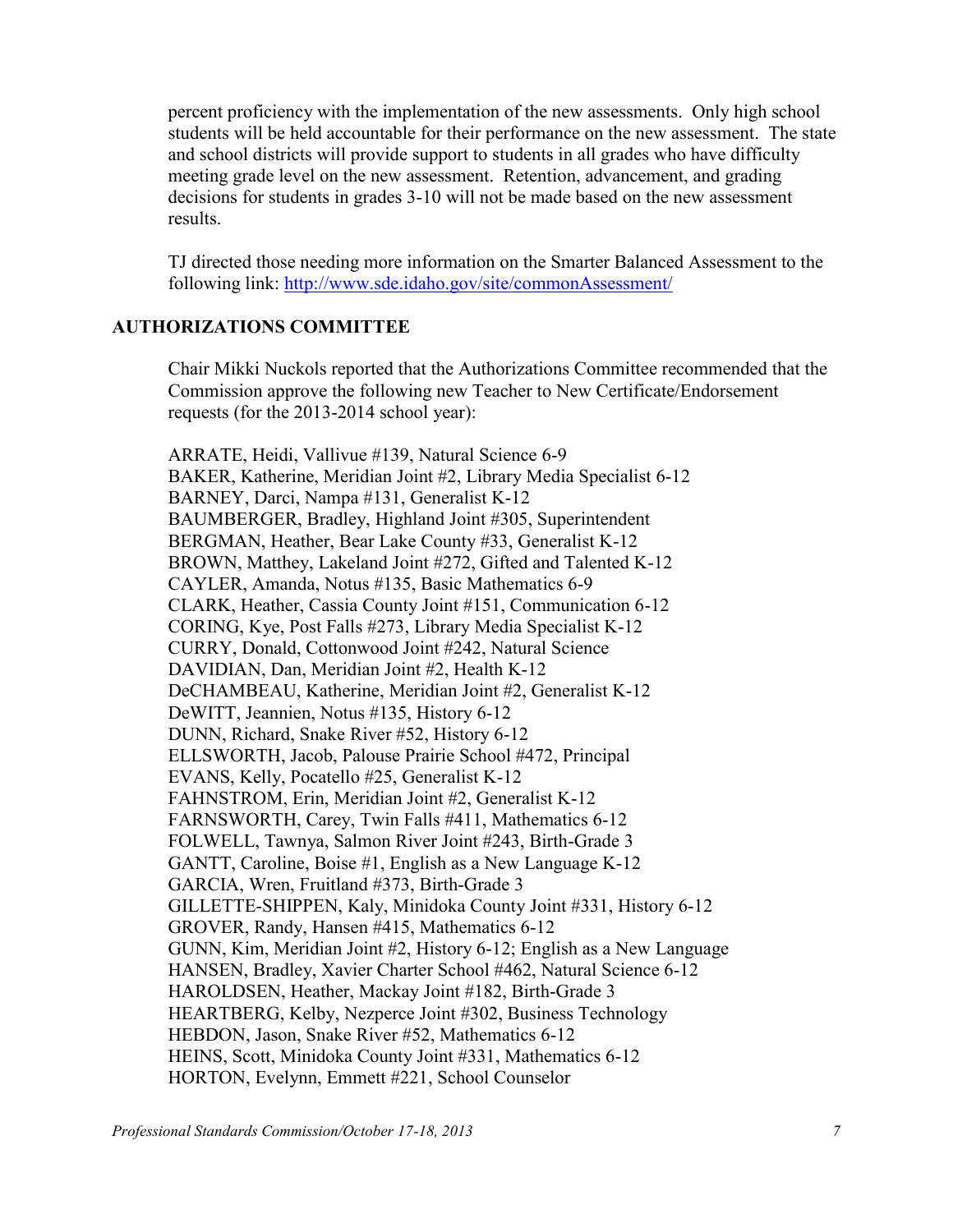percent proficiency with the implementation of the new assessments. Only high school students will be held accountable for their performance on the new assessment. The state and school districts will provide support to students in all grades who have difficulty meeting grade level on the new assessment. Retention, advancement, and grading decisions for students in grades 3-10 will not be made based on the new assessment results.

TJ directed those needing more information on the Smarter Balanced Assessment to the following link: http://www.sde.idaho.gov/site/commonAssessment/

## AUTHORIZATIONS COMMITTEE

Chair Mikki Nuckols reported that the Authorizations Committee recommended that the Commission approve the following new Teacher to New Certificate/Endorsement requests (for the 2013-2014 school year):

ARRATE, Heidi, Vallivue #139, Natural Science 6-9
BAKER, Katherine, Meridian Joint #2, Library Media Specialist 6-12
BARNEY, Darci, Nampa #131, Generalist K-12
BAUMBERGER, Bradley, Highland Joint #305, Superintendent
BERGMAN, Heather, Bear Lake County #33, Generalist K-12
BROWN, Matthey, Lakeland Joint #272, Gifted and Talented K-12
CAYLER, Amanda, Notus #135, Basic Mathematics 6-9
CLARK, Heather, Cassia County Joint #151, Communication 6-12
CORING, Kye, Post Falls #273, Library Media Specialist K-12
CURRY, Donald, Cottonwood Joint #242, Natural Science
DAVIDIAN, Dan, Meridian Joint #2, Health K-12
DeCHAMBEAU, Katherine, Meridian Joint #2, Generalist K-12
DeWITT, Jeannien, Notus #135, History 6-12
DUNN, Richard, Snake River #52, History 6-12
ELLSWORTH, Jacob, Palouse Prairie School #472, Principal
EVANS, Kelly, Pocatello #25, Generalist K-12
FAHNSTROM, Erin, Meridian Joint #2, Generalist K-12
FARNSWORTH, Carey, Twin Falls #411, Mathematics 6-12
FOLWELL, Tawnya, Salmon River Joint #243, Birth-Grade 3
GANTT, Caroline, Boise #1, English as a New Language K-12
GARCIA, Wren, Fruitland #373, Birth-Grade 3
GILLETTE-SHIPPEN, Kaly, Minidoka County Joint #331, History 6-12
GROVER, Randy, Hansen #415, Mathematics 6-12
GUNN, Kim, Meridian Joint #2, History 6-12; English as a New Language
HANSEN, Bradley, Xavier Charter School #462, Natural Science 6-12
HAROLDSEN, Heather, Mackay Joint #182, Birth-Grade 3
HEARTBERG, Kelby, Nezperce Joint #302, Business Technology
HEBDON, Jason, Snake River #52, Mathematics 6-12
HEINS, Scott, Minidoka County Joint #331, Mathematics 6-12
HORTON, Evelynn, Emmett #221, School Counselor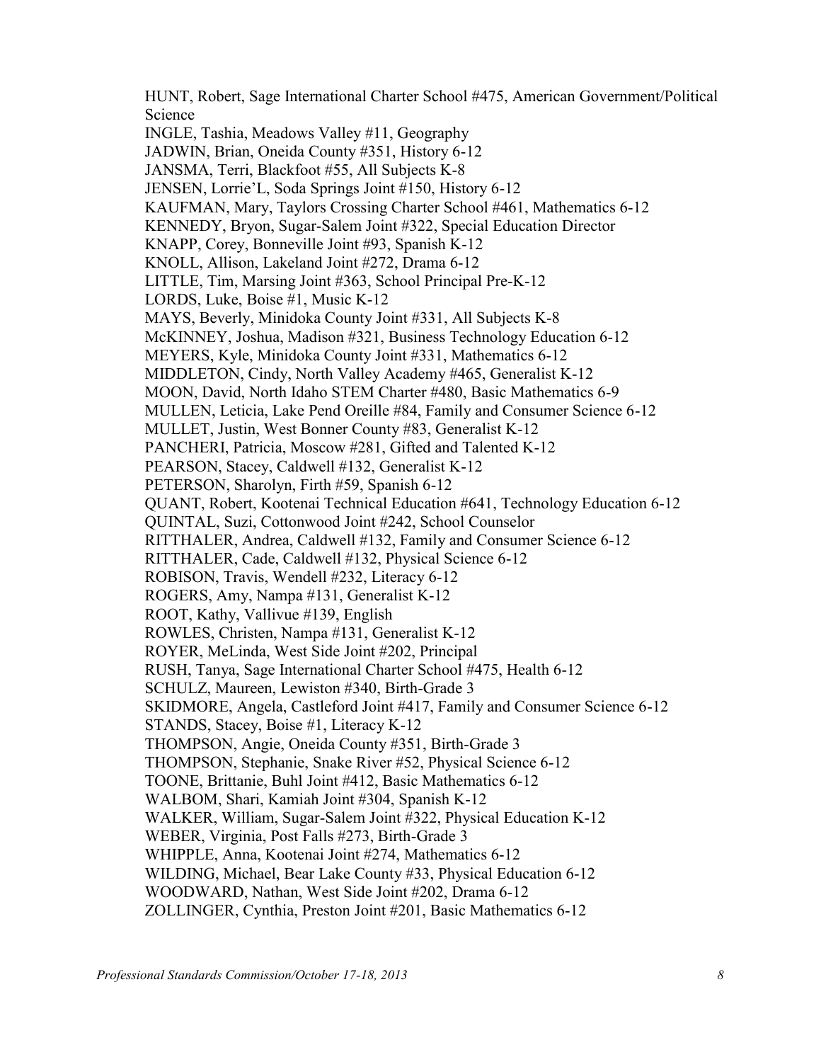HUNT, Robert, Sage International Charter School #475, American Government/Political Science
INGLE, Tashia, Meadows Valley #11, Geography
JADWIN, Brian, Oneida County #351, History 6-12
JANSMA, Terri, Blackfoot #55, All Subjects K-8
JENSEN, Lorrie'L, Soda Springs Joint #150, History 6-12
KAUFMAN, Mary, Taylors Crossing Charter School #461, Mathematics 6-12
KENNEDY, Bryon, Sugar-Salem Joint #322, Special Education Director
KNAPP, Corey, Bonneville Joint #93, Spanish K-12
KNOLL, Allison, Lakeland Joint #272, Drama 6-12
LITTLE, Tim, Marsing Joint #363, School Principal Pre-K-12
LORDS, Luke, Boise #1, Music K-12
MAYS, Beverly, Minidoka County Joint #331, All Subjects K-8
McKINNEY, Joshua, Madison #321, Business Technology Education 6-12
MEYERS, Kyle, Minidoka County Joint #331, Mathematics 6-12
MIDDLETON, Cindy, North Valley Academy #465, Generalist K-12
MOON, David, North Idaho STEM Charter #480, Basic Mathematics 6-9
MULLEN, Leticia, Lake Pend Oreille #84, Family and Consumer Science 6-12
MULLET, Justin, West Bonner County #83, Generalist K-12
PANCHERI, Patricia, Moscow #281, Gifted and Talented K-12
PEARSON, Stacey, Caldwell #132, Generalist K-12
PETERSON, Sharolyn, Firth #59, Spanish 6-12
QUANT, Robert, Kootenai Technical Education #641, Technology Education 6-12
QUINTAL, Suzi, Cottonwood Joint #242, School Counselor
RITTHALER, Andrea, Caldwell #132, Family and Consumer Science 6-12
RITTHALER, Cade, Caldwell #132, Physical Science 6-12
ROBISON, Travis, Wendell #232, Literacy 6-12
ROGERS, Amy, Nampa #131, Generalist K-12
ROOT, Kathy, Vallivue #139, English
ROWLES, Christen, Nampa #131, Generalist K-12
ROYER, MeLinda, West Side Joint #202, Principal
RUSH, Tanya, Sage International Charter School #475, Health 6-12
SCHULZ, Maureen, Lewiston #340, Birth-Grade 3
SKIDMORE, Angela, Castleford Joint #417, Family and Consumer Science 6-12
STANDS, Stacey, Boise #1, Literacy K-12
THOMPSON, Angie, Oneida County #351, Birth-Grade 3
THOMPSON, Stephanie, Snake River #52, Physical Science 6-12
TOONE, Brittanie, Buhl Joint #412, Basic Mathematics 6-12
WALBOM, Shari, Kamiah Joint #304, Spanish K-12
WALKER, William, Sugar-Salem Joint #322, Physical Education K-12
WEBER, Virginia, Post Falls #273, Birth-Grade 3
WHIPPLE, Anna, Kootenai Joint #274, Mathematics 6-12
WILDING, Michael, Bear Lake County #33, Physical Education 6-12
WOODWARD, Nathan, West Side Joint #202, Drama 6-12
ZOLLINGER, Cynthia, Preston Joint #201, Basic Mathematics 6-12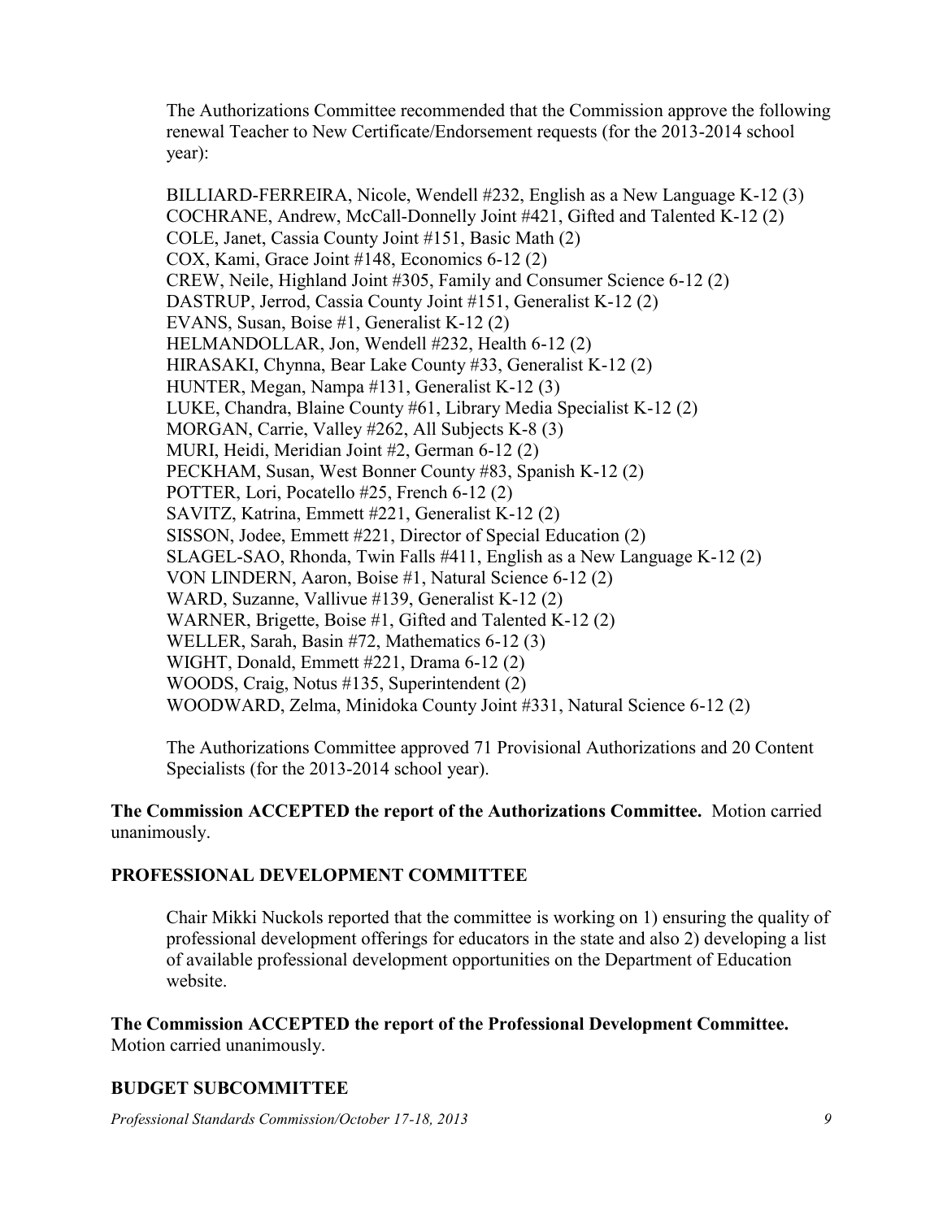The Authorizations Committee recommended that the Commission approve the following renewal Teacher to New Certificate/Endorsement requests (for the 2013-2014 school year):

BILLIARD-FERREIRA, Nicole, Wendell #232, English as a New Language K-12 (3)
COCHRANE, Andrew, McCall-Donnelly Joint #421, Gifted and Talented K-12 (2)
COLE, Janet, Cassia County Joint #151, Basic Math (2)
COX, Kami, Grace Joint #148, Economics 6-12 (2)
CREW, Neile, Highland Joint #305, Family and Consumer Science 6-12 (2)
DASTRUP, Jerrod, Cassia County Joint #151, Generalist K-12 (2)
EVANS, Susan, Boise #1, Generalist K-12 (2)
HELMANDOLLAR, Jon, Wendell #232, Health 6-12 (2)
HIRASAKI, Chynna, Bear Lake County #33, Generalist K-12 (2)
HUNTER, Megan, Nampa #131, Generalist K-12 (3)
LUKE, Chandra, Blaine County #61, Library Media Specialist K-12 (2)
MORGAN, Carrie, Valley #262, All Subjects K-8 (3)
MURI, Heidi, Meridian Joint #2, German 6-12 (2)
PECKHAM, Susan, West Bonner County #83, Spanish K-12 (2)
POTTER, Lori, Pocatello #25, French 6-12 (2)
SAVITZ, Katrina, Emmett #221, Generalist K-12 (2)
SISSON, Jodee, Emmett #221, Director of Special Education (2)
SLAGEL-SAO, Rhonda, Twin Falls #411, English as a New Language K-12 (2)
VON LINDERN, Aaron, Boise #1, Natural Science 6-12 (2)
WARD, Suzanne, Vallivue #139, Generalist K-12 (2)
WARNER, Brigette, Boise #1, Gifted and Talented K-12 (2)
WELLER, Sarah, Basin #72, Mathematics 6-12 (3)
WIGHT, Donald, Emmett #221, Drama 6-12 (2)
WOODS, Craig, Notus #135, Superintendent (2)
WOODWARD, Zelma, Minidoka County Joint #331, Natural Science 6-12 (2)

The Authorizations Committee approved 71 Provisional Authorizations and 20 Content Specialists (for the 2013-2014 school year).

**The Commission ACCEPTED the report of the Authorizations Committee.** Motion carried unanimously.

## PROFESSIONAL DEVELOPMENT COMMITTEE

Chair Mikki Nuckols reported that the committee is working on 1) ensuring the quality of professional development offerings for educators in the state and also 2) developing a list of available professional development opportunities on the Department of Education website.

**The Commission ACCEPTED the report of the Professional Development Committee.** Motion carried unanimously.

## BUDGET SUBCOMMITTEE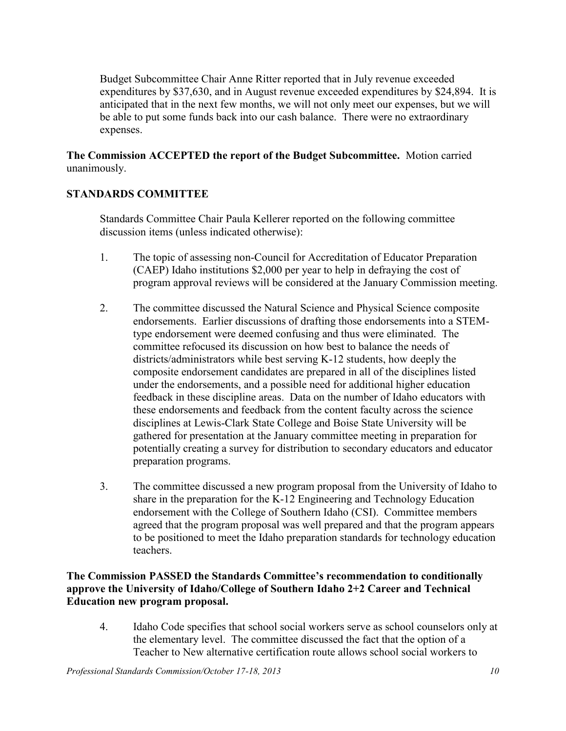Budget Subcommittee Chair Anne Ritter reported that in July revenue exceeded expenditures by $37,630, and in August revenue exceeded expenditures by $24,894. It is anticipated that in the next few months, we will not only meet our expenses, but we will be able to put some funds back into our cash balance. There were no extraordinary expenses.

**The Commission ACCEPTED the report of the Budget Subcommittee.** Motion carried unanimously.

## STANDARDS COMMITTEE

Standards Committee Chair Paula Kellerer reported on the following committee discussion items (unless indicated otherwise):

1. The topic of assessing non-Council for Accreditation of Educator Preparation (CAEP) Idaho institutions $2,000 per year to help in defraying the cost of program approval reviews will be considered at the January Commission meeting.

2. The committee discussed the Natural Science and Physical Science composite endorsements. Earlier discussions of drafting those endorsements into a STEM-type endorsement were deemed confusing and thus were eliminated. The committee refocused its discussion on how best to balance the needs of districts/administrators while best serving K-12 students, how deeply the composite endorsement candidates are prepared in all of the disciplines listed under the endorsements, and a possible need for additional higher education feedback in these discipline areas. Data on the number of Idaho educators with these endorsements and feedback from the content faculty across the science disciplines at Lewis-Clark State College and Boise State University will be gathered for presentation at the January committee meeting in preparation for potentially creating a survey for distribution to secondary educators and educator preparation programs.

3. The committee discussed a new program proposal from the University of Idaho to share in the preparation for the K-12 Engineering and Technology Education endorsement with the College of Southern Idaho (CSI). Committee members agreed that the program proposal was well prepared and that the program appears to be positioned to meet the Idaho preparation standards for technology education teachers.

**The Commission PASSED the Standards Committee's recommendation to conditionally approve the University of Idaho/College of Southern Idaho 2+2 Career and Technical Education new program proposal.**

4. Idaho Code specifies that school social workers serve as school counselors only at the elementary level. The committee discussed the fact that the option of a Teacher to New alternative certification route allows school social workers to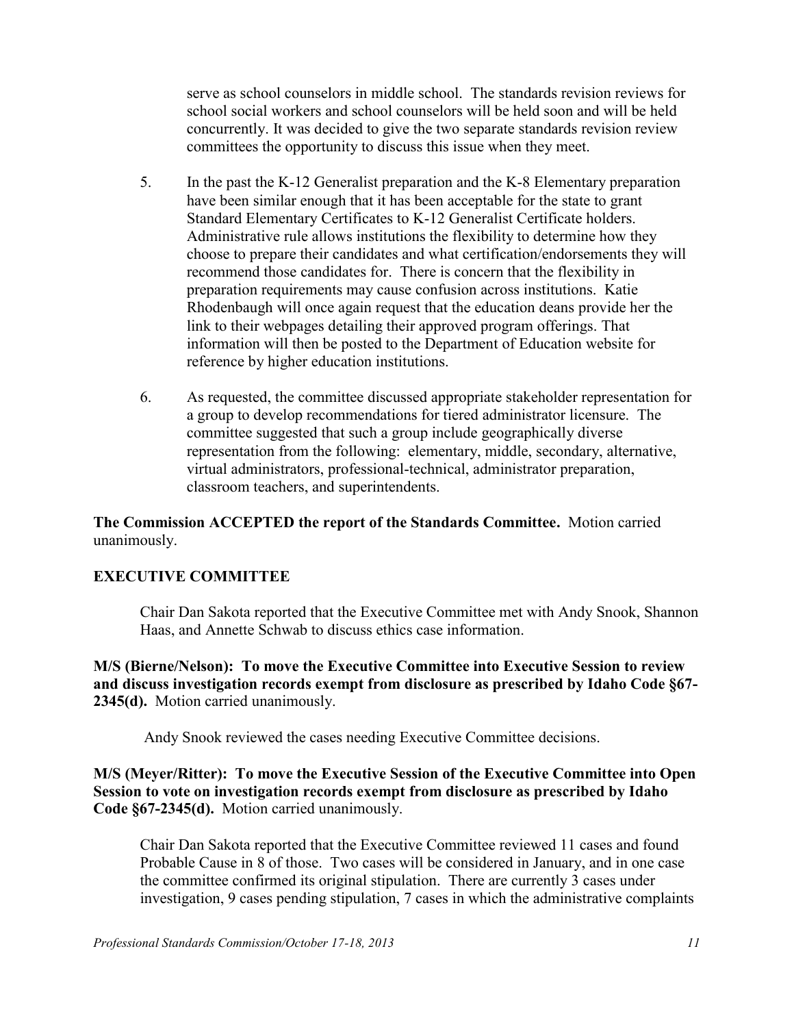serve as school counselors in middle school. The standards revision reviews for school social workers and school counselors will be held soon and will be held concurrently. It was decided to give the two separate standards revision review committees the opportunity to discuss this issue when they meet.

5. In the past the K-12 Generalist preparation and the K-8 Elementary preparation have been similar enough that it has been acceptable for the state to grant Standard Elementary Certificates to K-12 Generalist Certificate holders. Administrative rule allows institutions the flexibility to determine how they choose to prepare their candidates and what certification/endorsements they will recommend those candidates for. There is concern that the flexibility in preparation requirements may cause confusion across institutions. Katie Rhodenbaugh will once again request that the education deans provide her the link to their webpages detailing their approved program offerings. That information will then be posted to the Department of Education website for reference by higher education institutions.

6. As requested, the committee discussed appropriate stakeholder representation for a group to develop recommendations for tiered administrator licensure. The committee suggested that such a group include geographically diverse representation from the following: elementary, middle, secondary, alternative, virtual administrators, professional-technical, administrator preparation, classroom teachers, and superintendents.

**The Commission ACCEPTED the report of the Standards Committee.** Motion carried unanimously.

## EXECUTIVE COMMITTEE

Chair Dan Sakota reported that the Executive Committee met with Andy Snook, Shannon Haas, and Annette Schwab to discuss ethics case information.

**M/S (Bierne/Nelson): To move the Executive Committee into Executive Session to review and discuss investigation records exempt from disclosure as prescribed by Idaho Code §67-2345(d).** Motion carried unanimously.

Andy Snook reviewed the cases needing Executive Committee decisions.

**M/S (Meyer/Ritter): To move the Executive Session of the Executive Committee into Open Session to vote on investigation records exempt from disclosure as prescribed by Idaho Code §67-2345(d).** Motion carried unanimously.

Chair Dan Sakota reported that the Executive Committee reviewed 11 cases and found Probable Cause in 8 of those. Two cases will be considered in January, and in one case the committee confirmed its original stipulation. There are currently 3 cases under investigation, 9 cases pending stipulation, 7 cases in which the administrative complaints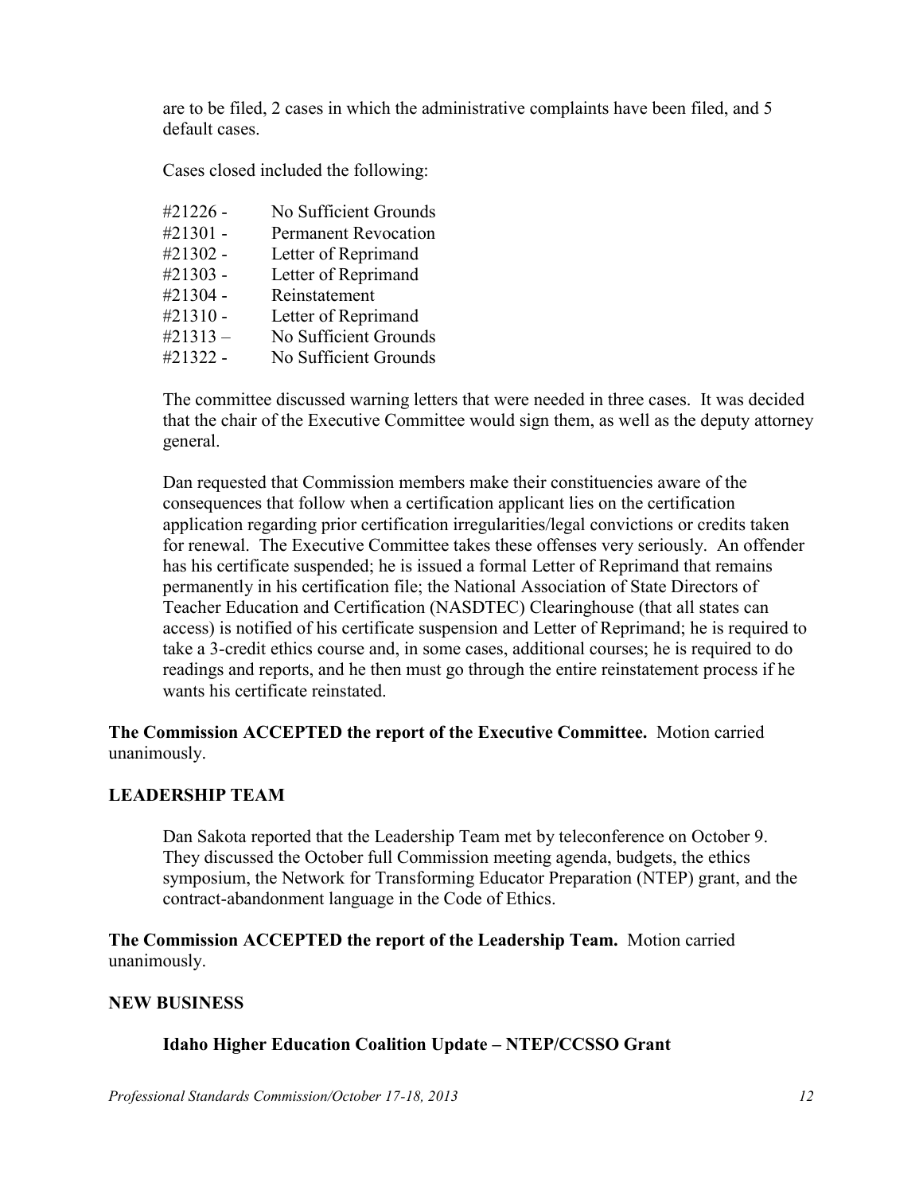are to be filed, 2 cases in which the administrative complaints have been filed, and 5 default cases.

Cases closed included the following:

| | |
|---|---|
| #21226 - | No Sufficient Grounds |
| #21301 - | Permanent Revocation |
| #21302 - | Letter of Reprimand |
| #21303 - | Letter of Reprimand |
| #21304 - | Reinstatement |
| #21310 - | Letter of Reprimand |
| #21313 – | No Sufficient Grounds |
| #21322 - | No Sufficient Grounds |

The committee discussed warning letters that were needed in three cases. It was decided that the chair of the Executive Committee would sign them, as well as the deputy attorney general.

Dan requested that Commission members make their constituencies aware of the consequences that follow when a certification applicant lies on the certification application regarding prior certification irregularities/legal convictions or credits taken for renewal. The Executive Committee takes these offenses very seriously. An offender has his certificate suspended; he is issued a formal Letter of Reprimand that remains permanently in his certification file; the National Association of State Directors of Teacher Education and Certification (NASDTEC) Clearinghouse (that all states can access) is notified of his certificate suspension and Letter of Reprimand; he is required to take a 3-credit ethics course and, in some cases, additional courses; he is required to do readings and reports, and he then must go through the entire reinstatement process if he wants his certificate reinstated.

**The Commission ACCEPTED the report of the Executive Committee.** Motion carried unanimously.

## LEADERSHIP TEAM

Dan Sakota reported that the Leadership Team met by teleconference on October 9. They discussed the October full Commission meeting agenda, budgets, the ethics symposium, the Network for Transforming Educator Preparation (NTEP) grant, and the contract-abandonment language in the Code of Ethics.

**The Commission ACCEPTED the report of the Leadership Team.** Motion carried unanimously.

## NEW BUSINESS

### Idaho Higher Education Coalition Update – NTEP/CCSSO Grant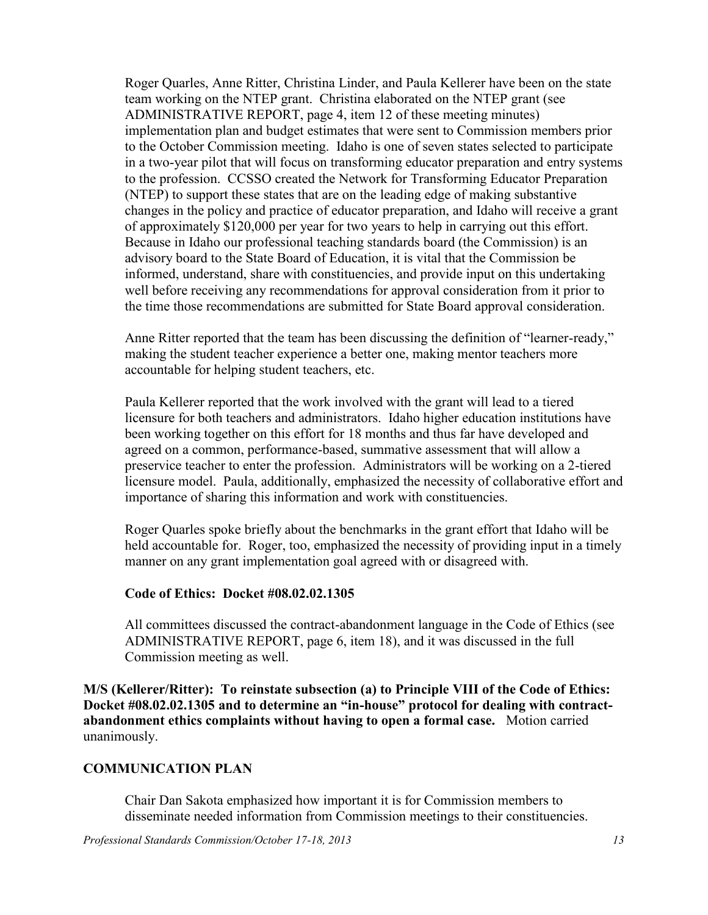Roger Quarles, Anne Ritter, Christina Linder, and Paula Kellerer have been on the state team working on the NTEP grant. Christina elaborated on the NTEP grant (see ADMINISTRATIVE REPORT, page 4, item 12 of these meeting minutes) implementation plan and budget estimates that were sent to Commission members prior to the October Commission meeting. Idaho is one of seven states selected to participate in a two-year pilot that will focus on transforming educator preparation and entry systems to the profession. CCSSO created the Network for Transforming Educator Preparation (NTEP) to support these states that are on the leading edge of making substantive changes in the policy and practice of educator preparation, and Idaho will receive a grant of approximately $120,000 per year for two years to help in carrying out this effort. Because in Idaho our professional teaching standards board (the Commission) is an advisory board to the State Board of Education, it is vital that the Commission be informed, understand, share with constituencies, and provide input on this undertaking well before receiving any recommendations for approval consideration from it prior to the time those recommendations are submitted for State Board approval consideration.

Anne Ritter reported that the team has been discussing the definition of "learner-ready," making the student teacher experience a better one, making mentor teachers more accountable for helping student teachers, etc.

Paula Kellerer reported that the work involved with the grant will lead to a tiered licensure for both teachers and administrators. Idaho higher education institutions have been working together on this effort for 18 months and thus far have developed and agreed on a common, performance-based, summative assessment that will allow a preservice teacher to enter the profession. Administrators will be working on a 2-tiered licensure model. Paula, additionally, emphasized the necessity of collaborative effort and importance of sharing this information and work with constituencies.

Roger Quarles spoke briefly about the benchmarks in the grant effort that Idaho will be held accountable for. Roger, too, emphasized the necessity of providing input in a timely manner on any grant implementation goal agreed with or disagreed with.

**Code of Ethics: Docket #08.02.02.1305**

All committees discussed the contract-abandonment language in the Code of Ethics (see ADMINISTRATIVE REPORT, page 6, item 18), and it was discussed in the full Commission meeting as well.

**M/S (Kellerer/Ritter): To reinstate subsection (a) to Principle VIII of the Code of Ethics: Docket #08.02.02.1305 and to determine an "in-house" protocol for dealing with contract-abandonment ethics complaints without having to open a formal case.** Motion carried unanimously.

## COMMUNICATION PLAN

Chair Dan Sakota emphasized how important it is for Commission members to disseminate needed information from Commission meetings to their constituencies.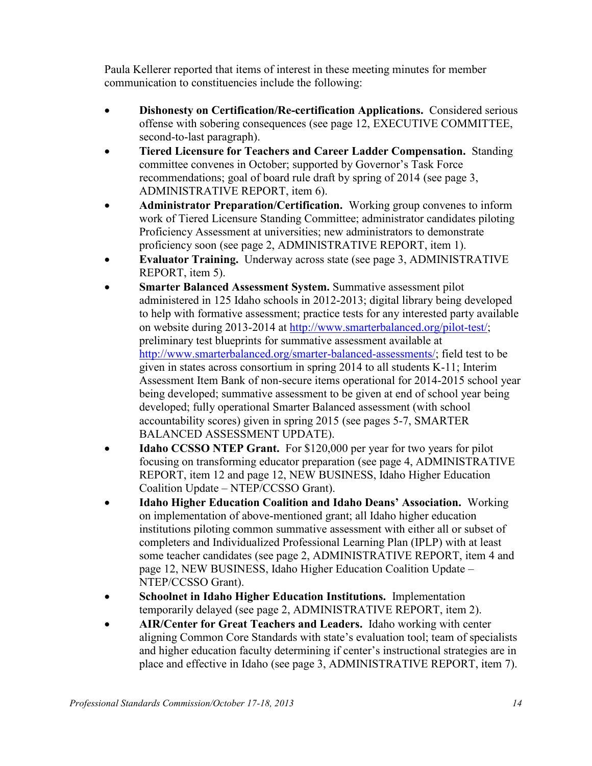Paula Kellerer reported that items of interest in these meeting minutes for member communication to constituencies include the following:

- **Dishonesty on Certification/Re-certification Applications.** Considered serious offense with sobering consequences (see page 12, EXECUTIVE COMMITTEE, second-to-last paragraph).
- **Tiered Licensure for Teachers and Career Ladder Compensation.** Standing committee convenes in October; supported by Governor's Task Force recommendations; goal of board rule draft by spring of 2014 (see page 3, ADMINISTRATIVE REPORT, item 6).
- **Administrator Preparation/Certification.** Working group convenes to inform work of Tiered Licensure Standing Committee; administrator candidates piloting Proficiency Assessment at universities; new administrators to demonstrate proficiency soon (see page 2, ADMINISTRATIVE REPORT, item 1).
- **Evaluator Training.** Underway across state (see page 3, ADMINISTRATIVE REPORT, item 5).
- **Smarter Balanced Assessment System.** Summative assessment pilot administered in 125 Idaho schools in 2012-2013; digital library being developed to help with formative assessment; practice tests for any interested party available on website during 2013-2014 at http://www.smarterbalanced.org/pilot-test/; preliminary test blueprints for summative assessment available at http://www.smarterbalanced.org/smarter-balanced-assessments/; field test to be given in states across consortium in spring 2014 to all students K-11; Interim Assessment Item Bank of non-secure items operational for 2014-2015 school year being developed; summative assessment to be given at end of school year being developed; fully operational Smarter Balanced assessment (with school accountability scores) given in spring 2015 (see pages 5-7, SMARTER BALANCED ASSESSMENT UPDATE).
- **Idaho CCSSO NTEP Grant.** For $120,000 per year for two years for pilot focusing on transforming educator preparation (see page 4, ADMINISTRATIVE REPORT, item 12 and page 12, NEW BUSINESS, Idaho Higher Education Coalition Update – NTEP/CCSSO Grant).
- **Idaho Higher Education Coalition and Idaho Deans' Association.** Working on implementation of above-mentioned grant; all Idaho higher education institutions piloting common summative assessment with either all or subset of completers and Individualized Professional Learning Plan (IPLP) with at least some teacher candidates (see page 2, ADMINISTRATIVE REPORT, item 4 and page 12, NEW BUSINESS, Idaho Higher Education Coalition Update – NTEP/CCSSO Grant).
- **Schoolnet in Idaho Higher Education Institutions.** Implementation temporarily delayed (see page 2, ADMINISTRATIVE REPORT, item 2).
- **AIR/Center for Great Teachers and Leaders.** Idaho working with center aligning Common Core Standards with state's evaluation tool; team of specialists and higher education faculty determining if center's instructional strategies are in place and effective in Idaho (see page 3, ADMINISTRATIVE REPORT, item 7).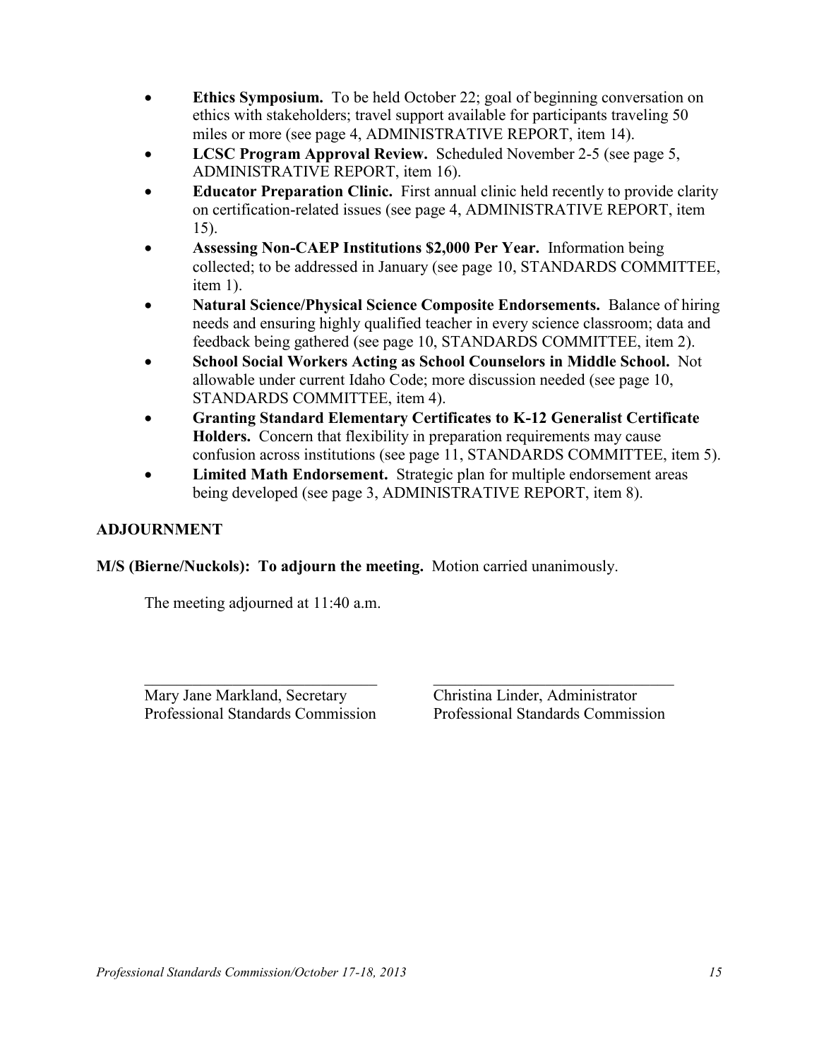- **Ethics Symposium.** To be held October 22; goal of beginning conversation on ethics with stakeholders; travel support available for participants traveling 50 miles or more (see page 4, ADMINISTRATIVE REPORT, item 14).
- **LCSC Program Approval Review.** Scheduled November 2-5 (see page 5, ADMINISTRATIVE REPORT, item 16).
- **Educator Preparation Clinic.** First annual clinic held recently to provide clarity on certification-related issues (see page 4, ADMINISTRATIVE REPORT, item 15).
- **Assessing Non-CAEP Institutions $2,000 Per Year.** Information being collected; to be addressed in January (see page 10, STANDARDS COMMITTEE, item 1).
- **Natural Science/Physical Science Composite Endorsements.** Balance of hiring needs and ensuring highly qualified teacher in every science classroom; data and feedback being gathered (see page 10, STANDARDS COMMITTEE, item 2).
- **School Social Workers Acting as School Counselors in Middle School.** Not allowable under current Idaho Code; more discussion needed (see page 10, STANDARDS COMMITTEE, item 4).
- **Granting Standard Elementary Certificates to K-12 Generalist Certificate Holders.** Concern that flexibility in preparation requirements may cause confusion across institutions (see page 11, STANDARDS COMMITTEE, item 5).
- **Limited Math Endorsement.** Strategic plan for multiple endorsement areas being developed (see page 3, ADMINISTRATIVE REPORT, item 8).

**ADJOURNMENT**

**M/S (Bierne/Nuckols): To adjourn the meeting.** Motion carried unanimously.

The meeting adjourned at 11:40 a.m.

\_\_\_\_\_\_\_\_\_\_\_\_\_\_\_\_\_\_\_\_\_\_\_\_\_\_\_\_\_\_
Mary Jane Markland, Secretary
Professional Standards Commission

\_\_\_\_\_\_\_\_\_\_\_\_\_\_\_\_\_\_\_\_\_\_\_\_\_\_\_\_\_\_
Christina Linder, Administrator
Professional Standards Commission